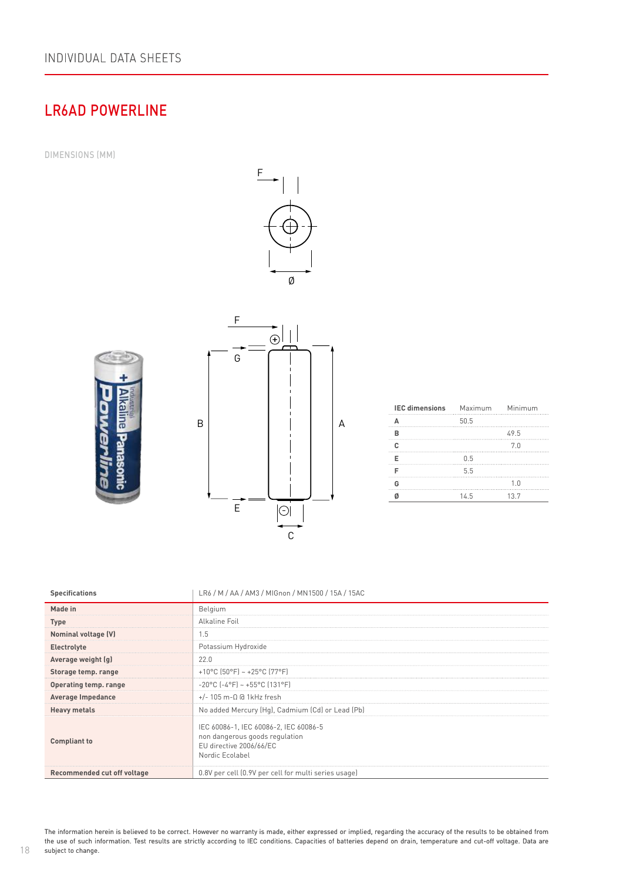INDIVIDUAL DATA SHEETS

# LR6AD POWERLINE

DIMENSIONS (MM)

| IEC dimensions | Maximum | Minimum |
|---|---|---|
| A | 50.5 | |
| B | | 49.5 |
| C | | 7.0 |
| E | 0.5 | |
| F | 5.5 | |
| G | | 1.0 |
| Ø | 14.5 | 13.7 |

| Specifications | LR6 / M / AA / AM3 / MIGnon / MN1500 / 15A / 15AC |
|---|---|
| Made in | Belgium |
| Type | Alkaline Foil |
| Nominal voltage (V) | 1.5 |
| Electrolyte | Potassium Hydroxide |
| Average weight (g) | 22.0 |
| Storage temp. range | +10°C (50°F) ~ +25°C (77°F) |
| Operating temp. range | -20°C (-4°F) ~ +55°C (131°F) |
| Average Impedance | +/- 105 m-Ω @ 1kHz fresh |
| Heavy metals | No added Mercury (Hg), Cadmium (Cd) or Lead (Pb) |
| Compliant to | IEC 60086-1, IEC 60086-2, IEC 60086-5<br>non dangerous goods regulation<br>EU directive 2006/66/EC<br>Nordic Ecolabel |
| Recommended cut off voltage | 0.8V per cell (0.9V per cell for multi series usage) |

The information herein is believed to be correct. However no warranty is made, either expressed or implied, regarding the accuracy of the results to be obtained from the use of such information. Test results are strictly according to IEC conditions. Capacities of batteries depend on drain, temperature and cut-off voltage. Data are subject to change.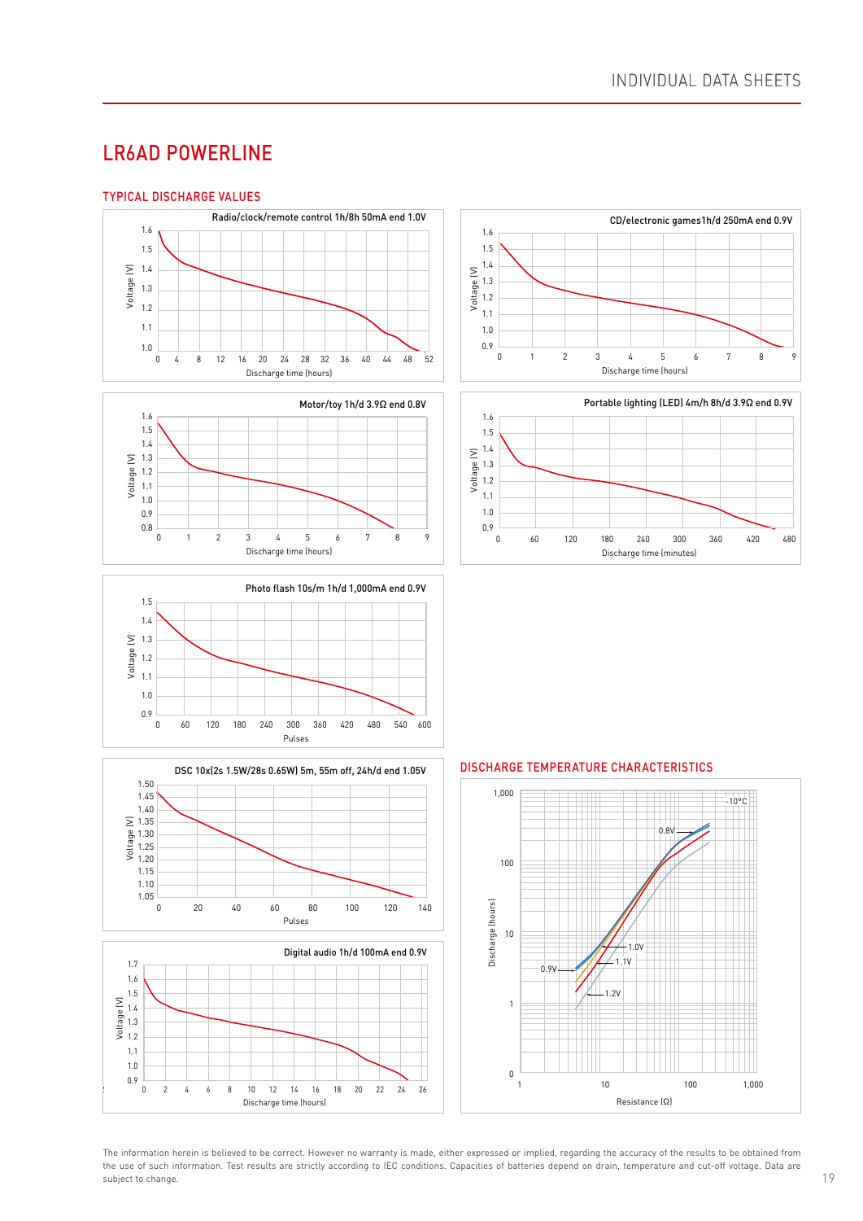# LR6AD POWERLINE

## TYPICAL DISCHARGE VALUES

Radio/clock/remote control 1h/8h 50mA end 1.0V

CD/electronic games1h/d 250mA end 0.9V

Motor/toy 1h/d 3.9Ω end 0.8V

Portable lighting (LED) 4m/h 8h/d 3.9Ω end 0.9V

Photo flash 10s/m 1h/d 1,000mA end 0.9V

DSC 10x(2s 1.5W/28s 0.65W) 5m, 55m off, 24h/d end 1.05V

Digital audio 1h/d 100mA end 0.9V

## DISCHARGE TEMPERATURE CHARACTERISTICS

The information herein is believed to be correct. However no warranty is made, either expressed or implied, regarding the accuracy of the results to be obtained from the use of such information. Test results are strictly according to IEC conditions. Capacities of batteries depend on drain, temperature and cut-off voltage. Data are subject to change.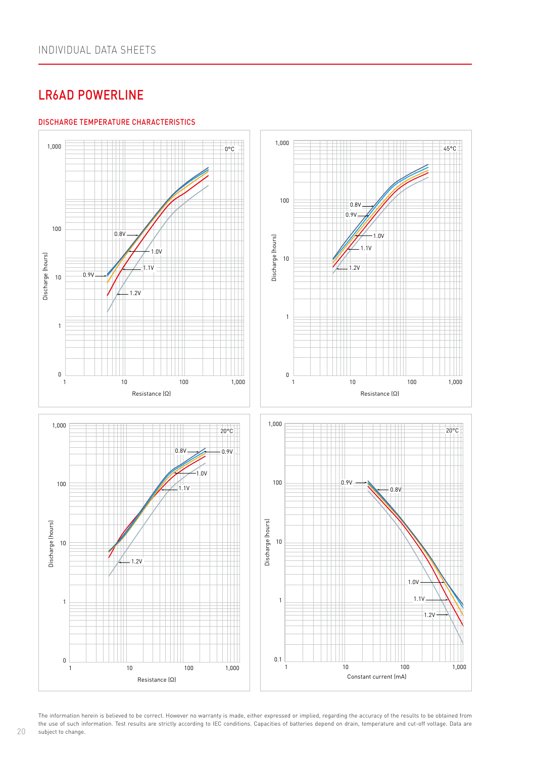INDIVIDUAL DATA SHEETS

# LR6AD POWERLINE

## DISCHARGE TEMPERATURE CHARACTERISTICS

0°C

Discharge (hours)

1,000
100
10
1
0

0.8V
1.0V
0.9V
1.1V
1.2V

1
10
100
1,000

Resistance (Ω)

45°C

Discharge (hours)

1,000
100
10
1
0

0.8V
0.9V
1.0V
1.1V
1.2V

1
10
100
1,000

Resistance (Ω)

20°C

Discharge (hours)

1,000
100
10
1
0

0.8V
0.9V
1.0V
1.1V
1.2V

1
10
100
1,000

Resistance (Ω)

20°C

Discharge (hours)

1,000
100
10
1
0.1

0.9V
0.8V
1.0V
1.1V
1.2V

1
10
100
1,000

Constant current (mA)

The information herein is believed to be correct. However no warranty is made, either expressed or implied, regarding the accuracy of the results to be obtained from the use of such information. Test results are strictly according to IEC conditions. Capacities of batteries depend on drain, temperature and cut-off voltage. Data are subject to change.